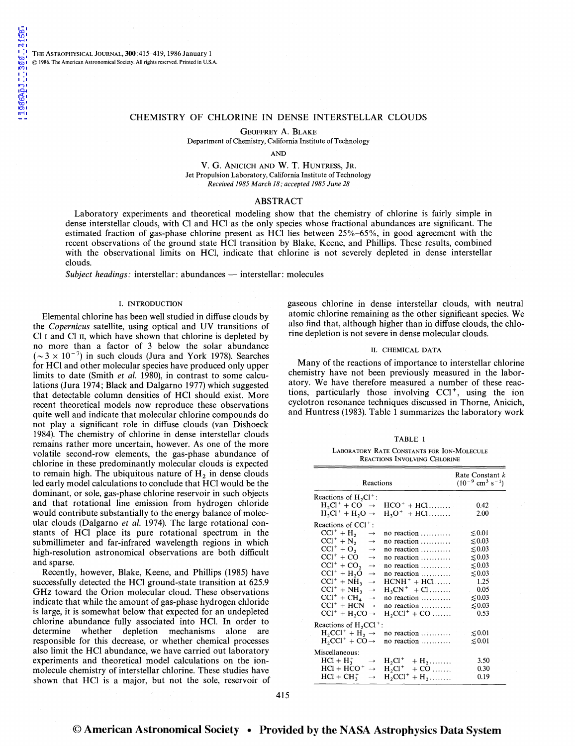# CHEMISTRY OF CHLORINE IN DENSE INTERSTELLAR CLOUDS

GEOFFREY A. BLAKE

Department of Chemistry, California Institute of Technology

AND

V. G. ANICICH AND W. T. HUNTRESS, JR.

Jet Propulsion Laboratory, California Institute of Technology

*Received 1985 March 18; accepted 1985 June 28*

## ABSTRACT

Laboratory experiments and theoretical modeling show that the chemistry of chlorine is fairly simple in dense interstellar clouds, with Cl and HCl as the only species whose fractional abundances are significant. The estimated fraction of gas-phase chlorine present as HCl lies between 25%–65%, in good agreement with the recent observations of the ground state HCl transition by Blake, Keene, and Phillips. These results, combined with the observational limits on HCl, indicate that chlorine is not severely depleted in dense interstellar clouds.

*Subject headings:* interstellar: abundances — interstellar: molecules

## I. INTRODUCTION

Elemental chlorine has been well studied in diffuse clouds by the *Copernicus* satellite, using optical and UV transitions of Cl I and Cl II, which have shown that chlorine is depleted by no more than a factor of 3 below the solar abundance ($\sim 3 \times 10^{-7}$) in such clouds (Jura and York 1978). Searches for HCl and other molecular species have produced only upper limits to date (Smith *et al.* 1980), in contrast to some calculations (Jura 1974; Black and Dalgarno 1977) which suggested that detectable column densities of HCl should exist. More recent theoretical models now reproduce these observations quite well and indicate that molecular chlorine compounds do not play a significant role in diffuse clouds (van Dishoeck 1984). The chemistry of chlorine in dense interstellar clouds remains rather more uncertain, however. As one of the more volatile second-row elements, the gas-phase abundance of chlorine in these predominantly molecular clouds is expected to remain high. The ubiquitous nature of $H_2$ in dense clouds led early model calculations to conclude that HCl would be the dominant, or sole, gas-phase chlorine reservoir in such objects and that rotational line emission from hydrogen chloride would contribute substantially to the energy balance of molecular clouds (Dalgarno *et al.* 1974). The large rotational constants of HCl place its pure rotational spectrum in the submillimeter and far-infrared wavelength regions in which high-resolution astronomical observations are both difficult and sparse.

Recently, however, Blake, Keene, and Phillips (1985) have successfully detected the HCl ground-state transition at 625.9 GHz toward the Orion molecular cloud. These observations indicate that while the amount of gas-phase hydrogen chloride is large, it is somewhat below that expected for an undepleted chlorine abundance fully associated into HCl. In order to determine whether depletion mechanisms alone are responsible for this decrease, or whether chemical processes also limit the HCl abundance, we have carried out laboratory experiments and theoretical model calculations on the ion-molecule chemistry of interstellar chlorine. These studies have shown that HCl is a major, but not the sole, reservoir of gaseous chlorine in dense interstellar clouds, with neutral atomic chlorine remaining as the other significant species. We also find that, although higher than in diffuse clouds, the chlorine depletion is not severe in dense molecular clouds.

## II. CHEMICAL DATA

Many of the reactions of importance to interstellar chlorine chemistry have not been previously measured in the laboratory. We have therefore measured a number of these reactions, particularly those involving $CCl^+$, using the ion cyclotron resonance techniques discussed in Thorne, Anicich, and Huntress (1983). Table 1 summarizes the laboratory work

TABLE 1

LABORATORY RATE CONSTANTS FOR ION-MOLECULE REACTIONS INVOLVING CHLORINE

| Reactions | | | Rate Constant $k$ ($10^{-9}$ cm$^3$ s$^{-1}$) |
|---|---|---|---|
| Reactions of $H_2Cl^+$: | | | |
| $H_2Cl^+ + CO$ | → | $HCO^+ + HCl$ | 0.42 |
| $H_2Cl^+ + H_2O$ | → | $H_3O^+ + HCl$ | 2.00 |
| Reactions of $CCl^+$: | | | |
| $CCl^+ + H_2$ | → | no reaction | ≲0.01 |
| $CCl^+ + N_2$ | → | no reaction | ≲0.03 |
| $CCl^+ + O_2$ | → | no reaction | ≲0.03 |
| $CCl^+ + CO$ | → | no reaction | ≲0.03 |
| $CCl^+ + CO_2$ | → | no reaction | ≲0.03 |
| $CCl^+ + H_2O$ | → | no reaction | ≲0.03 |
| $CCl^+ + NH_3$ | → | $HCNH^+ + HCl$ | 1.25 |
| $CCl^+ + NH_3$ | → | $H_3CN^+ + Cl$ | 0.05 |
| $CCl^+ + CH_4$ | → | no reaction | ≲0.03 |
| $CCl^+ + HCN$ | → | no reaction | ≲0.03 |
| $CCl^+ + H_2CO$ | → | $H_2CCl^+ + CO$ | 0.53 |
| Reactions of $H_2CCl^+$: | | | |
| $H_2CCl^+ + H_2$ | → | no reaction | ≲0.01 |
| $H_2CCl^+ + CO$ | → | no reaction | ≲0.01 |
| Miscellaneous: | | | |
| $HCl + H_3^+$ | → | $H_2Cl^+ + H_2$ | 3.50 |
| $HCl + HCO^+$ | → | $H_2Cl^+ + CO$ | 0.30 |
| $HCl + CH_3^+$ | → | $H_2CCl^+ + H_2$ | 0.19 |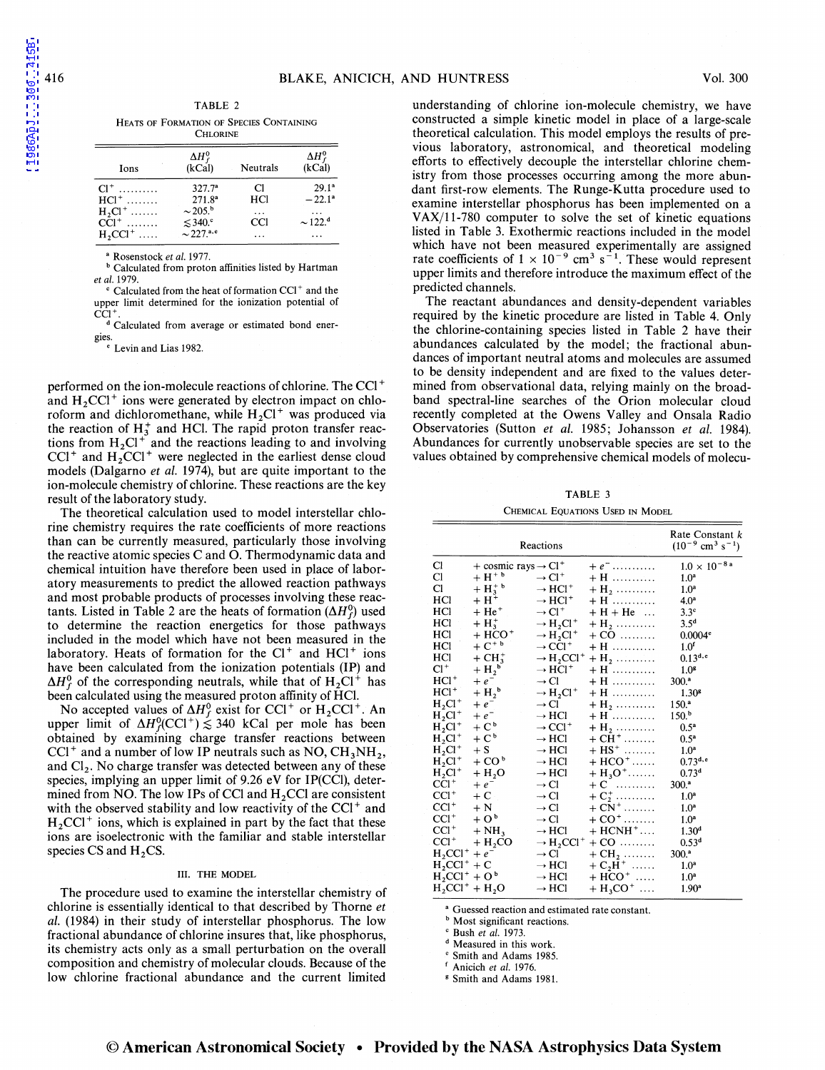TABLE 2

HEATS OF FORMATION OF SPECIES CONTAINING CHLORINE

| Ions | $\Delta H_f^0$ (kCal) | Neutrals | $\Delta H_f^0$ (kCal) |
|---|---|---|---|
| $Cl^+$ .......... | 327.7[a] | Cl | 29.1[a] |
| $HCl^+$ ........ | 271.8[a] | HCl | −22.1[a] |
| $H_2Cl^+$ ....... | ~205.[b] | ... | ... |
| $CCl^+$ ........ | ≲340.[c] | CCl | ~122.[d] |
| $H_2CCl^+$ ..... | ~227.[a,e] | ... | ... |

[a] Rosenstock *et al.* 1977.
[b] Calculated from proton affinities listed by Hartman *et al.* 1979.
[c] Calculated from the heat of formation $CCl^+$ and the upper limit determined for the ionization potential of $CCl^+$.
[d] Calculated from average or estimated bond energies.
[e] Levin and Lias 1982.

performed on the ion-molecule reactions of chlorine. The $CCl^+$ and $H_2CCl^+$ ions were generated by electron impact on chloroform and dichloromethane, while $H_2Cl^+$ was produced via the reaction of $H_3^+$ and HCl. The rapid proton transfer reactions from $H_2Cl^+$ and the reactions leading to and involving $CCl^+$ and $H_2CCl^+$ were neglected in the earliest dense cloud models (Dalgarno *et al.* 1974), but are quite important to the ion-molecule chemistry of chlorine. These reactions are the key result of the laboratory study.

The theoretical calculation used to model interstellar chlorine chemistry requires the rate coefficients of more reactions than can be currently measured, particularly those involving the reactive atomic species C and O. Thermodynamic data and chemical intuition have therefore been used in place of laboratory measurements to predict the allowed reaction pathways and most probable products of processes involving these reactants. Listed in Table 2 are the heats of formation ($\Delta H_f^0$) used to determine the reaction energetics for those pathways included in the model which have not been measured in the laboratory. Heats of formation for the $Cl^+$ and $HCl^+$ ions have been calculated from the ionization potentials (IP) and $\Delta H_f^0$ of the corresponding neutrals, while that of $H_2Cl^+$ has been calculated using the measured proton affinity of HCl.

No accepted values of $\Delta H_f^0$ exist for $CCl^+$ or $H_2CCl^+$. An upper limit of $\Delta H_f^0(CCl^+) \lesssim 340$ kCal per mole has been obtained by examining charge transfer reactions between $CCl^+$ and a number of low IP neutrals such as NO, $CH_3NH_2$, and $Cl_2$. No charge transfer was detected between any of these species, implying an upper limit of 9.26 eV for IP(CCl), determined from NO. The low IPs of CCl and $H_2CCl$ are consistent with the observed stability and low reactivity of the $CCl^+$ and $H_2CCl^+$ ions, which is explained in part by the fact that these ions are isoelectronic with the familiar and stable interstellar species CS and $H_2CS$.

## III. THE MODEL

The procedure used to examine the interstellar chemistry of chlorine is essentially identical to that described by Thorne *et al.* (1984) in their study of interstellar phosphorus. The low fractional abundance of chlorine insures that, like phosphorus, its chemistry acts only as a small perturbation on the overall composition and chemistry of molecular clouds. Because of the low chlorine fractional abundance and the current limited understanding of chlorine ion-molecule chemistry, we have constructed a simple kinetic model in place of a large-scale theoretical calculation. This model employs the results of previous laboratory, astronomical, and theoretical modeling efforts to effectively decouple the interstellar chlorine chemistry from those processes occurring among the more abundant first-row elements. The Runge-Kutta procedure used to examine interstellar phosphorus has been implemented on a VAX/11-780 computer to solve the set of kinetic equations listed in Table 3. Exothermic reactions included in the model which have not been measured experimentally are assigned rate coefficients of $1 \times 10^{-9}$ cm$^3$ s$^{-1}$. These would represent upper limits and therefore introduce the maximum effect of the predicted channels.

The reactant abundances and density-dependent variables required by the kinetic procedure are listed in Table 4. Only the chlorine-containing species listed in Table 2 have their abundances calculated by the model; the fractional abundances of important neutral atoms and molecules are assumed to be density independent and are fixed to the values determined from observational data, relying mainly on the broad-band spectral-line searches of the Orion molecular cloud recently completed at the Owens Valley and Onsala Radio Observatories (Sutton *et al.* 1985; Johansson *et al.* 1984). Abundances for currently unobservable species are set to the values obtained by comprehensive chemical models of molecu-

TABLE 3

CHEMICAL EQUATIONS USED IN MODEL

| Reactions | | | | Rate Constant $k$ ($10^{-9}$ cm$^3$ s$^{-1}$) |
|---|---|---|---|---|
| Cl | + cosmic rays | → $Cl^+$ | + $e^-$ .......... | $1.0 \times 10^{-8}$ [a] |
| Cl | + $H^+$ [b] | → $Cl^+$ | + H .......... | 1.0[a] |
| Cl | + $H_3^+$ [b] | → $HCl^+$ | + $H_2$ .......... | 1.0[a] |
| HCl | + $H^+$ | → $HCl^+$ | + H .......... | 4.0[a] |
| HCl | + $He^+$ | → $Cl^+$ | + H + He ... | 3.3[c] |
| HCl | + $H_3^+$ | → $H_2Cl^+$ | + $H_2$ .......... | 3.5[d] |
| HCl | + $HCO^+$ | → $H_2Cl^+$ | + CO .......... | 0.0004[e] |
| HCl | + $C^+$ [b] | → $CCl^+$ | + H .......... | 1.0[f] |
| HCl | + $CH_3^+$ | → $H_2CCl^+$ | + $H_2$ .......... | 0.13[d,e] |
| $Cl^+$ | + $H_2$ [b] | → $HCl^+$ | + H .......... | 1.0[a] |
| $HCl^+$ | + $e^-$ | → Cl | + H .......... | 300.[a] |
| $HCl^+$ | + $H_2$ [b] | → $H_2Cl^+$ | + H .......... | 1.30[g] |
| $H_2Cl^+$ | + $e^-$ | → Cl | + $H_2$ .......... | 150.[a] |
| $H_2Cl^+$ | + $e^-$ | → HCl | + H .......... | 150.[b] |
| $H_2Cl^+$ | + $C^b$ | → $CCl^+$ | + $H_2$ .......... | 0.5[a] |
| $H_2Cl^+$ | + $C^b$ | → HCl | + $CH^+$ .......... | 0.5[a] |
| $H_2Cl^+$ | + S | → HCl | + $HS^+$ .......... | 1.0[a] |
| $H_2Cl^+$ | + CO [b] | → HCl | + $HCO^+$ .......... | 0.73[d,e] |
| $H_2Cl^+$ | + $H_2O$ | → HCl | + $H_3O^+$ .......... | 0.73[d] |
| $CCl^+$ | + $e^-$ | → Cl | + C .......... | 300.[a] |
| $CCl^+$ | + C | → Cl | + $C_2^+$ .......... | 1.0[a] |
| $CCl^+$ | + N | → Cl | + $CN^+$ .......... | 1.0[a] |
| $CCl^+$ | + O [b] | → Cl | + $CO^+$ .......... | 1.0[a] |
| $CCl^+$ | + $NH_3$ | → HCl | + $HCNH^+$ .......... | 1.30[d] |
| $CCl^+$ | + $H_2CO$ | → $H_2CCl^+$ | + CO .......... | 0.53[d] |
| $H_2CCl^+$ | + $e^-$ | → Cl | + $CH_2$ .......... | 300.[a] |
| $H_2CCl^+$ | + C | → HCl | + $C_2H^+$ .......... | 1.0[a] |
| $H_2CCl^+$ | + O [b] | → HCl | + $HCO^+$ .......... | 1.0[a] |
| $H_2CCl^+$ | + $H_2O$ | → HCl | + $H_3CO^+$ .......... | 1.90[a] |

[a] Guessed reaction and estimated rate constant.
[b] Most significant reactions.
[c] Bush *et al.* 1973.
[d] Measured in this work.
[e] Smith and Adams 1985.
[f] Anicich *et al.* 1976.
[g] Smith and Adams 1981.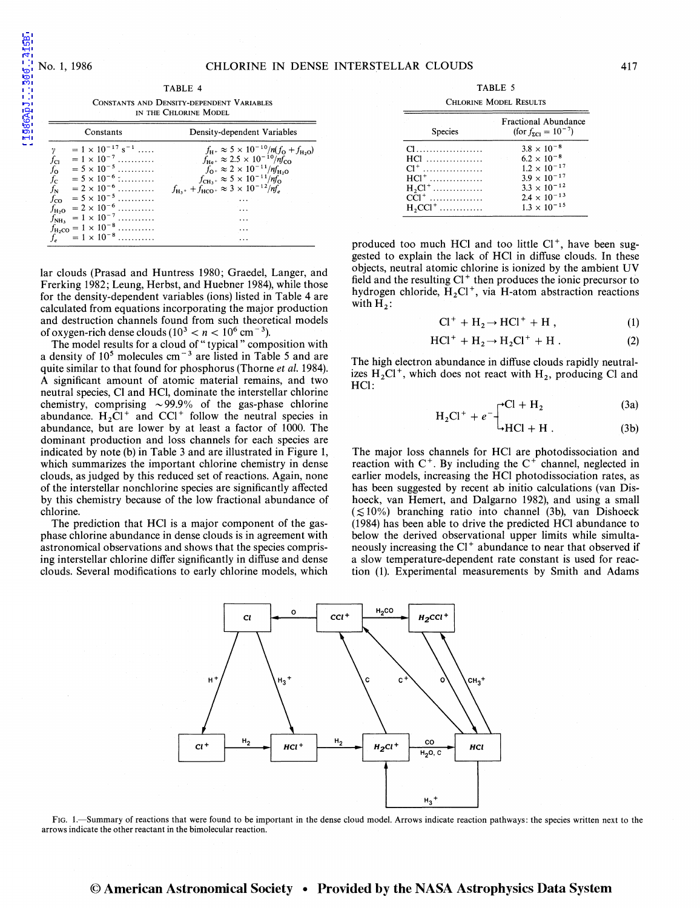TABLE 4

CONSTANTS AND DENSITY-DEPENDENT VARIABLES IN THE CHLORINE MODEL

| Constants | Density-dependent Variables |
|---|---|
| $\gamma = 1 \times 10^{-17}$ s$^{-1}$ | $f_{H^+} \approx 5 \times 10^{-10}/n(f_O + f_{H_2O})$ |
| $f_{Cl} = 1 \times 10^{-7}$ | $f_{He^+} \approx 2.5 \times 10^{-10}/nf_{CO}$ |
| $f_O = 5 \times 10^{-5}$ | $f_{O^+} \approx 2 \times 10^{-11}/nf_{H_2O}$ |
| $f_C = 5 \times 10^{-6}$ | $f_{CH_3^+} \approx 5 \times 10^{-11}/nf_O$ |
| $f_N = 2 \times 10^{-6}$ | $f_{H_3^+} + f_{HCO^+} \approx 3 \times 10^{-12}/nf_e$ |
| $f_{CO} = 5 \times 10^{-5}$ | ... |
| $f_{H_2O} = 2 \times 10^{-6}$ | ... |
| $f_{NH_3} = 1 \times 10^{-7}$ | ... |
| $f_{H_2CO} = 1 \times 10^{-8}$ | ... |
| $f_e = 1 \times 10^{-8}$ | ... |

lar clouds (Prasad and Huntress 1980; Graedel, Langer, and Frerking 1982; Leung, Herbst, and Huebner 1984), while those for the density-dependent variables (ions) listed in Table 4 are calculated from equations incorporating the major production and destruction channels found from such theoretical models of oxygen-rich dense clouds ($10^3 < n < 10^6$ cm$^{-3}$).

The model results for a cloud of "typical" composition with a density of $10^5$ molecules cm$^{-3}$ are listed in Table 5 and are quite similar to that found for phosphorus (Thorne *et al.* 1984). A significant amount of atomic material remains, and two neutral species, Cl and HCl, dominate the interstellar chlorine chemistry, comprising ~99.9% of the gas-phase chlorine abundance. $H_2Cl^+$ and $CCl^+$ follow the neutral species in abundance, but are lower by at least a factor of 1000. The dominant production and loss channels for each species are indicated by note (b) in Table 3 and are illustrated in Figure 1, which summarizes the important chlorine chemistry in dense clouds, as judged by this reduced set of reactions. Again, none of the interstellar nonchlorine species are significantly affected by this chemistry because of the low fractional abundance of chlorine.

The prediction that HCl is a major component of the gas-phase chlorine abundance in dense clouds is in agreement with astronomical observations and shows that the species comprising interstellar chlorine differ significantly in diffuse and dense clouds. Several modifications to early chlorine models, which

TABLE 5

CHLORINE MODEL RESULTS

| Species | Fractional Abundance (for $f_{\Sigma Cl} = 10^{-7}$) |
|---|---|
| Cl | $3.8 \times 10^{-8}$ |
| HCl | $6.2 \times 10^{-8}$ |
| $Cl^+$ | $1.2 \times 10^{-17}$ |
| $HCl^+$ | $3.9 \times 10^{-17}$ |
| $H_2Cl^+$ | $3.3 \times 10^{-12}$ |
| $CCl^+$ | $2.4 \times 10^{-13}$ |
| $H_2CCl^+$ | $1.3 \times 10^{-15}$ |

produced too much HCl and too little $Cl^+$, have been suggested to explain the lack of HCl in diffuse clouds. In these objects, neutral atomic chlorine is ionized by the ambient UV field and the resulting $Cl^+$ then produces the ionic precursor to hydrogen chloride, $H_2Cl^+$, via H-atom abstraction reactions with $H_2$:

$$Cl^+ + H_2 \rightarrow HCl^+ + H , \quad (1)$$

$$HCl^+ + H_2 \rightarrow H_2Cl^+ + H . \quad (2)$$

The high electron abundance in diffuse clouds rapidly neutralizes $H_2Cl^+$, which does not react with $H_2$, producing Cl and HCl:

$$H_2Cl^+ + e^- \rightarrow Cl + H_2 \quad (3a)$$

$$H_2Cl^+ + e^- \rightarrow HCl + H . \quad (3b)$$

The major loss channels for HCl are photodissociation and reaction with $C^+$. By including the $C^+$ channel, neglected in earlier models, increasing the HCl photodissociation rates, as has been suggested by recent ab initio calculations (van Dishoeck, van Hemert, and Dalgarno 1982), and using a small ($\lesssim 10\%$) branching ratio into channel (3b), van Dishoeck (1984) has been able to drive the predicted HCl abundance to below the derived observational upper limits while simultaneously increasing the $Cl^+$ abundance to near that observed if a slow temperature-dependent rate constant is used for reaction (1). Experimental measurements by Smith and Adams

FIG. 1.—Summary of reactions that were found to be important in the dense cloud model. Arrows indicate reaction pathways: the species written next to the arrows indicate the other reactant in the bimolecular reaction.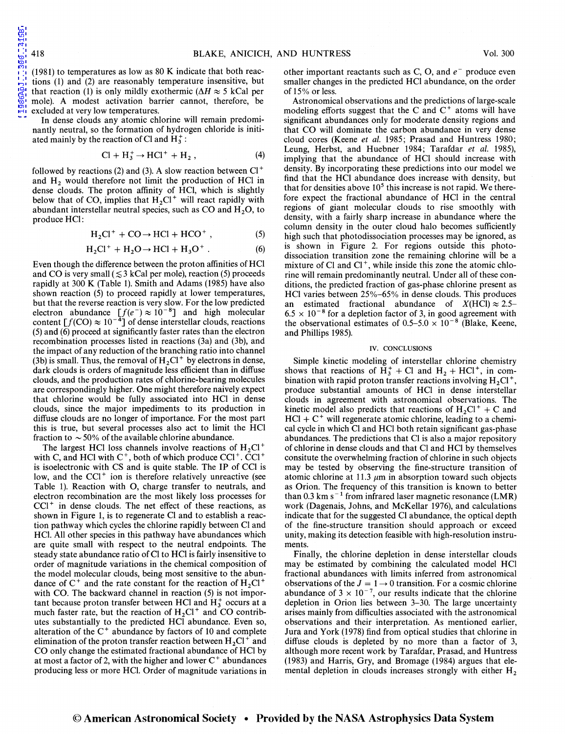(1981) to temperatures as low as 80 K indicate that both reactions (1) and (2) are reasonably temperature insensitive, but that reaction (1) is only mildly exothermic ($\Delta H \approx 5$ kCal per mole). A modest activation barrier cannot, therefore, be excluded at very low temperatures.

In dense clouds any atomic chlorine will remain predominantly neutral, so the formation of hydrogen chloride is initiated mainly by the reaction of Cl and $H_3^+$:

$$Cl + H_3^+ \rightarrow HCl^+ + H_2 , \tag{4}$$

followed by reactions (2) and (3). A slow reaction between $Cl^+$ and $H_2$ would therefore not limit the production of HCl in dense clouds. The proton affinity of HCl, which is slightly below that of CO, implies that $H_2Cl^+$ will react rapidly with abundant interstellar neutral species, such as CO and $H_2O$, to produce HCl:

$$H_2Cl^+ + CO \rightarrow HCl + HCO^+ , \tag{5}$$

$$H_2Cl^+ + H_2O \rightarrow HCl + H_3O^+ . \tag{6}$$

Even though the difference between the proton affinities of HCl and CO is very small ($\lesssim 3$ kCal per mole), reaction (5) proceeds rapidly at 300 K (Table 1). Smith and Adams (1985) have also shown reaction (5) to proceed rapidly at lower temperatures, but that the reverse reaction is very slow. For the low predicted electron abundance $[f(e^-) \approx 10^{-8}]$ and high molecular content $[f(CO) \approx 10^{-4}]$ of dense interstellar clouds, reactions (5) and (6) proceed at significantly faster rates than the electron recombination processes listed in reactions (3a) and (3b), and the impact of any reduction of the branching ratio into channel (3b) is small. Thus, the removal of $H_2Cl^+$ by electrons in dense, dark clouds is orders of magnitude less efficient than in diffuse clouds, and the production rates of chlorine-bearing molecules are correspondingly higher. One might therefore naively expect that chlorine would be fully associated into HCl in dense clouds, since the major impediments to its production in diffuse clouds are no longer of importance. For the most part this is true, but several processes also act to limit the HCl fraction to ~50% of the available chlorine abundance.

The largest HCl loss channels involve reactions of $H_2Cl^+$ with C, and HCl with $C^+$, both of which produce $CCl^+$. $CCl^+$ is isoelectronic with CS and is quite stable. The IP of CCl is low, and the $CCl^+$ ion is therefore relatively unreactive (see Table 1). Reaction with O, charge transfer to neutrals, and electron recombination are the most likely loss processes for $CCl^+$ in dense clouds. The net effect of these reactions, as shown in Figure 1, is to regenerate Cl and to establish a reaction pathway which cycles the chlorine rapidly between Cl and HCl. All other species in this pathway have abundances which are quite small with respect to the neutral endpoints. The steady state abundance ratio of Cl to HCl is fairly insensitive to order of magnitude variations in the chemical composition of the model molecular clouds, being most sensitive to the abundance of $C^+$ and the rate constant for the reaction of $H_2Cl^+$ with CO. The backward channel in reaction (5) is not important because proton transfer between HCl and $H_3^+$ occurs at a much faster rate, but the reaction of $H_2Cl^+$ and CO contributes substantially to the predicted HCl abundance. Even so, alteration of the $C^+$ abundance by factors of 10 and complete elimination of the proton transfer reaction between $H_2Cl^+$ and CO only change the estimated fractional abundance of HCl by at most a factor of 2, with the higher and lower $C^+$ abundances producing less or more HCl. Order of magnitude variations in other important reactants such as C, O, and $e^-$ produce even smaller changes in the predicted HCl abundance, on the order of 15% or less.

Astronomical observations and the predictions of large-scale modeling efforts suggest that the C and $C^+$ atoms will have significant abundances only for moderate density regions and that CO will dominate the carbon abundance in very dense cloud cores (Keene *et al.* 1985; Prasad and Huntress 1980; Leung, Herbst, and Huebner 1984; Tarafdar *et al.* 1985), implying that the abundance of HCl should increase with density. By incorporating these predictions into our model we find that the HCl abundance does increase with density, but that for densities above $10^5$ this increase is not rapid. We therefore expect the fractional abundance of HCl in the central regions of giant molecular clouds to rise smoothly with density, with a fairly sharp increase in abundance where the column density in the outer cloud halo becomes sufficiently high such that photodissociation processes may be ignored, as is shown in Figure 2. For regions outside this photodissociation transition zone the remaining chlorine will be a mixture of Cl and $Cl^+$, while inside this zone the atomic chlorine will remain predominantly neutral. Under all of these conditions, the predicted fraction of gas-phase chlorine present as HCl varies between 25%–65% in dense clouds. This produces an estimated fractional abundance of $X(\text{HCl}) \approx 2.5$–$6.5 \times 10^{-8}$ for a depletion factor of 3, in good agreement with the observational estimates of 0.5–5.0 $\times 10^{-8}$ (Blake, Keene, and Phillips 1985).

## IV. CONCLUSIONS

Simple kinetic modeling of interstellar chlorine chemistry shows that reactions of $H_3^+$ + Cl and $H_2$ + $HCl^+$, in combination with rapid proton transfer reactions involving $H_2Cl^+$, produce substantial amounts of HCl in dense interstellar clouds in agreement with astronomical observations. The kinetic model also predicts that reactions of $H_2Cl^+$ + C and HCl + $C^+$ will regenerate atomic chlorine, leading to a chemical cycle in which Cl and HCl both retain significant gas-phase abundances. The predictions that Cl is also a major repository of chlorine in dense clouds and that Cl and HCl by themselves consitute the overwhelming fraction of chlorine in such objects may be tested by observing the fine-structure transition of atomic chlorine at 11.3 $\mu$m in absorption toward such objects as Orion. The frequency of this transition is known to better than 0.3 km s$^{-1}$ from infrared laser magnetic resonance (LMR) work (Dagenais, Johns, and McKellar 1976), and calculations indicate that for the suggested Cl abundance, the optical depth of the fine-structure transition should approach or exceed unity, making its detection feasible with high-resolution instruments.

Finally, the chlorine depletion in dense interstellar clouds may be estimated by combining the calculated model HCl fractional abundances with limits inferred from astronomical observations of the $J = 1 \rightarrow 0$ transition. For a cosmic chlorine abundance of $3 \times 10^{-7}$, our results indicate that the chlorine depletion in Orion lies between 3–30. The large uncertainty arises mainly from difficulties associated with the astronomical observations and their interpretation. As mentioned earlier, Jura and York (1978) find from optical studies that chlorine in diffuse clouds is depleted by no more than a factor of 3, although more recent work by Tarafdar, Prasad, and Huntress (1983) and Harris, Gry, and Bromage (1984) argues that elemental depletion in clouds increases strongly with either $H_2$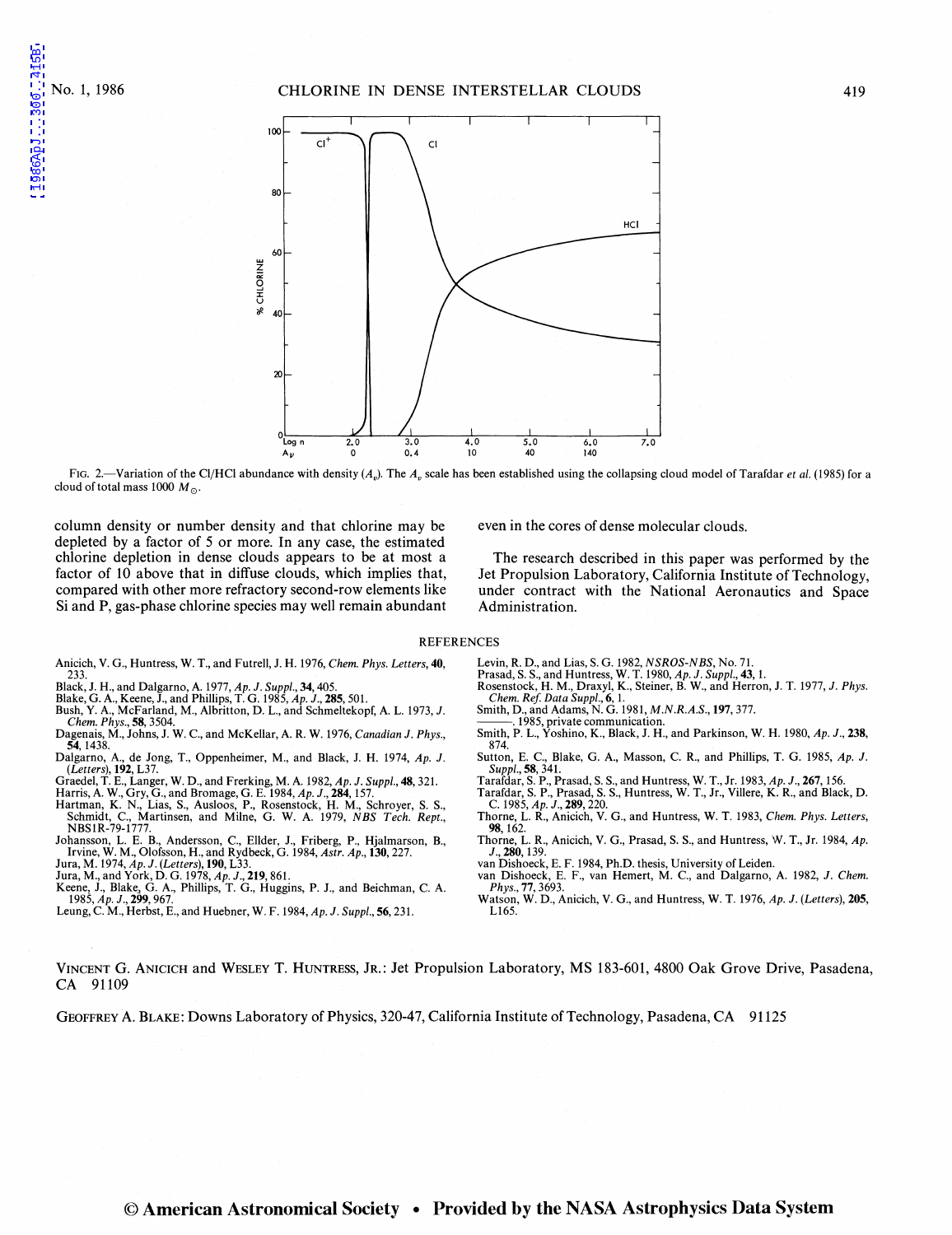100

80

60

% CHLORINE

40

20

0

$Cl^+$

Cl

HCl

Log n 2.0 3.0 4.0 5.0 6.0 7.0

$A_v$ 0 0.4 10 40 140

FIG. 2.—Variation of the Cl/HCl abundance with density ($A_v$). The $A_v$ scale has been established using the collapsing cloud model of Tarafdar *et al.* (1985) for a cloud of total mass 1000 $M_{\odot}$.

column density or number density and that chlorine may be depleted by a factor of 5 or more. In any case, the estimated chlorine depletion in dense clouds appears to be at most a factor of 10 above that in diffuse clouds, which implies that, compared with other more refractory second-row elements like Si and P, gas-phase chlorine species may well remain abundant even in the cores of dense molecular clouds.

The research described in this paper was performed by the Jet Propulsion Laboratory, California Institute of Technology, under contract with the National Aeronautics and Space Administration.

## REFERENCES

Anicich, V. G., Huntress, W. T., and Futrell, J. H. 1976, *Chem. Phys. Letters*, **40**, 233.
Black, J. H., and Dalgarno, A. 1977, *Ap. J. Suppl.*, **34**, 405.
Blake, G. A., Keene, J., and Phillips, T. G. 1985, *Ap. J.*, **285**, 501.
Bush, Y. A., McFarland, M., Albritton, D. L., and Schmeltekopf, A. L. 1973, *J. Chem. Phys.*, **58**, 3504.
Dagenais, M., Johns, J. W. C., and McKellar, A. R. W. 1976, *Canadian J. Phys.*, **54**, 1438.
Dalgarno, A., de Jong, T., Oppenheimer, M., and Black, J. H. 1974, *Ap. J. (Letters)*, **192**, L37.
Graedel, T. E., Langer, W. D., and Frerking, M. A. 1982, *Ap. J. Suppl.*, **48**, 321.
Harris, A. W., Gry, G., and Bromage, G. E. 1984, *Ap. J.*, **284**, 157.
Hartman, K. N., Lias, S., Ausloos, P., Rosenstock, H. M., Schroyer, S. S., Schmidt, C., Martinsen, and Milne, G. W. A. 1979, *NBS Tech. Rept.*, NBSIR-79-1777.
Johansson, L. E. B., Andersson, C., Ellder, J., Friberg, P., Hjalmarson, B., Irvine, W. M., Olofsson, H., and Rydbeck, G. 1984, *Astr. Ap.*, **130**, 227.
Jura, M. 1974, *Ap. J. (Letters)*, **190**, L33.
Jura, M., and York, D. G. 1978, *Ap. J.*, **219**, 861.
Keene, J., Blake, G. A., Phillips, T. G., Huggins, P. J., and Beichman, C. A. 1985, *Ap. J.*, **299**, 967.
Leung, C. M., Herbst, E., and Huebner, W. F. 1984, *Ap. J. Suppl.*, **56**, 231.
Levin, R. D., and Lias, S. G. 1982, *NSROS-NBS*, No. 71.
Prasad, S. S., and Huntress, W. T. 1980, *Ap. J. Suppl.*, **43**, 1.
Rosenstock, H. M., Draxyl, K., Steiner, B. W., and Herron, J. T. 1977, *J. Phys. Chem. Ref. Data Suppl.*, **6**, 1.
Smith, D., and Adams, N. G. 1981, *M.N.R.A.S.*, **197**, 377.
———. 1985, private communication.
Smith, P. L., Yoshino, K., Black, J. H., and Parkinson, W. H. 1980, *Ap. J.*, **238**, 874.
Sutton, E. C., Blake, G. A., Masson, C. R., and Phillips, T. G. 1985, *Ap. J. Suppl.*, **58**, 341.
Tarafdar, S. P., Prasad, S. S., and Huntress, W. T., Jr. 1983, *Ap. J.*, **267**, 156.
Tarafdar, S. P., Prasad, S. S., Huntress, W. T., Jr., Villere, K. R., and Black, D. C. 1985, *Ap. J.*, **289**, 220.
Thorne, L. R., Anicich, V. G., and Huntress, W. T. 1983, *Chem. Phys. Letters*, **98**, 162.
Thorne, L. R., Anicich, V. G., Prasad, S. S., and Huntress, W. T., Jr. 1984, *Ap. J.*, **280**, 139.
van Dishoeck, E. F. 1984, Ph.D. thesis, University of Leiden.
van Dishoeck, E. F., van Hemert, M. C., and Dalgarno, A. 1982, *J. Chem. Phys.*, **77**, 3693.
Watson, W. D., Anicich, V. G., and Huntress, W. T. 1976, *Ap. J. (Letters)*, **205**, L165.

VINCENT G. ANICICH and WESLEY T. HUNTRESS, JR.: Jet Propulsion Laboratory, MS 183-601, 4800 Oak Grove Drive, Pasadena, CA 91109

GEOFFREY A. BLAKE: Downs Laboratory of Physics, 320-47, California Institute of Technology, Pasadena, CA 91125